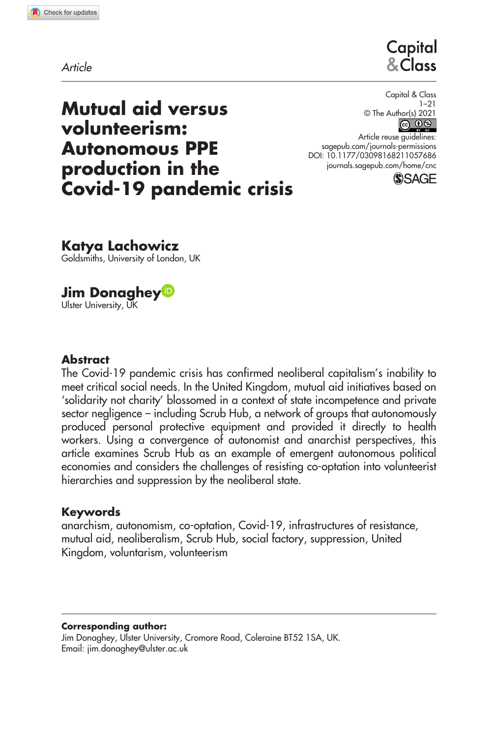Article

# Mutual aid versus volunteerism: Autonomous PPE production in the Covid-19 pandemic crisis

Capital & Class
1–21
© The Author(s) 2021
Article reuse guidelines:
sagepub.com/journals-permissions
DOI: 10.1177/03098168211057686
journals.sagepub.com/home/cnc

**Katya Lachowicz**
Goldsmiths, University of London, UK

**Jim Donaghey**
Ulster University, UK

## Abstract

The Covid-19 pandemic crisis has confirmed neoliberal capitalism's inability to meet critical social needs. In the United Kingdom, mutual aid initiatives based on 'solidarity not charity' blossomed in a context of state incompetence and private sector negligence – including Scrub Hub, a network of groups that autonomously produced personal protective equipment and provided it directly to health workers. Using a convergence of autonomist and anarchist perspectives, this article examines Scrub Hub as an example of emergent autonomous political economies and considers the challenges of resisting co-optation into volunteerist hierarchies and suppression by the neoliberal state.

## Keywords

anarchism, autonomism, co-optation, Covid-19, infrastructures of resistance, mutual aid, neoliberalism, Scrub Hub, social factory, suppression, United Kingdom, voluntarism, volunteerism

**Corresponding author:**
Jim Donaghey, Ulster University, Cromore Road, Coleraine BT52 1SA, UK.
Email: jim.donaghey@ulster.ac.uk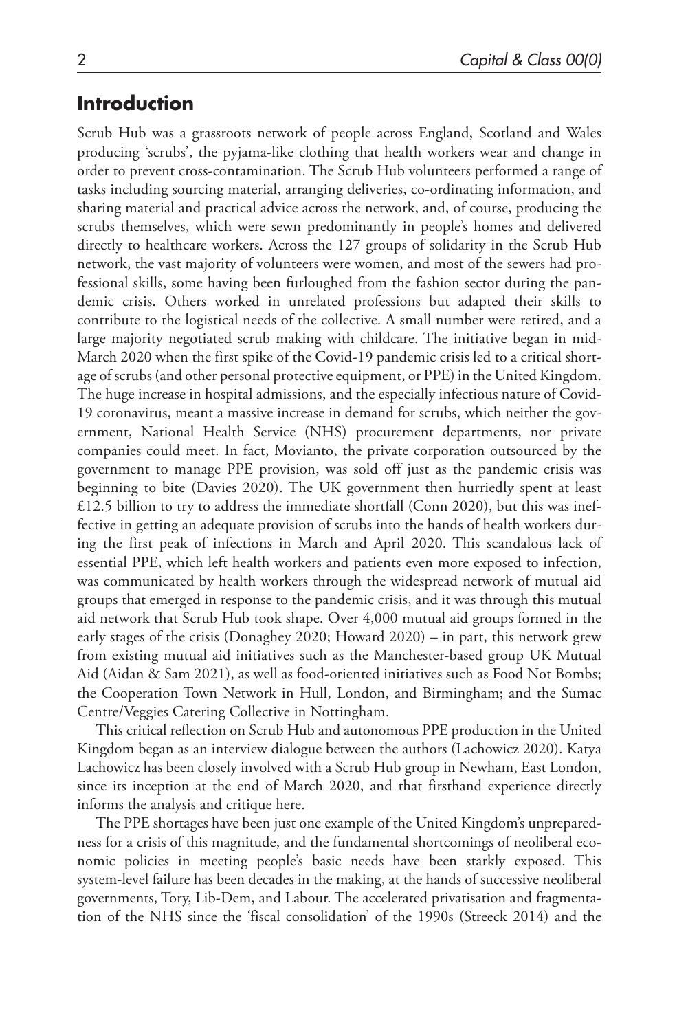## Introduction

Scrub Hub was a grassroots network of people across England, Scotland and Wales producing 'scrubs', the pyjama-like clothing that health workers wear and change in order to prevent cross-contamination. The Scrub Hub volunteers performed a range of tasks including sourcing material, arranging deliveries, co-ordinating information, and sharing material and practical advice across the network, and, of course, producing the scrubs themselves, which were sewn predominantly in people's homes and delivered directly to healthcare workers. Across the 127 groups of solidarity in the Scrub Hub network, the vast majority of volunteers were women, and most of the sewers had professional skills, some having been furloughed from the fashion sector during the pandemic crisis. Others worked in unrelated professions but adapted their skills to contribute to the logistical needs of the collective. A small number were retired, and a large majority negotiated scrub making with childcare. The initiative began in mid-March 2020 when the first spike of the Covid-19 pandemic crisis led to a critical shortage of scrubs (and other personal protective equipment, or PPE) in the United Kingdom. The huge increase in hospital admissions, and the especially infectious nature of Covid-19 coronavirus, meant a massive increase in demand for scrubs, which neither the government, National Health Service (NHS) procurement departments, nor private companies could meet. In fact, Movianto, the private corporation outsourced by the government to manage PPE provision, was sold off just as the pandemic crisis was beginning to bite (Davies 2020). The UK government then hurriedly spent at least £12.5 billion to try to address the immediate shortfall (Conn 2020), but this was ineffective in getting an adequate provision of scrubs into the hands of health workers during the first peak of infections in March and April 2020. This scandalous lack of essential PPE, which left health workers and patients even more exposed to infection, was communicated by health workers through the widespread network of mutual aid groups that emerged in response to the pandemic crisis, and it was through this mutual aid network that Scrub Hub took shape. Over 4,000 mutual aid groups formed in the early stages of the crisis (Donaghey 2020; Howard 2020) – in part, this network grew from existing mutual aid initiatives such as the Manchester-based group UK Mutual Aid (Aidan & Sam 2021), as well as food-oriented initiatives such as Food Not Bombs; the Cooperation Town Network in Hull, London, and Birmingham; and the Sumac Centre/Veggies Catering Collective in Nottingham.

This critical reflection on Scrub Hub and autonomous PPE production in the United Kingdom began as an interview dialogue between the authors (Lachowicz 2020). Katya Lachowicz has been closely involved with a Scrub Hub group in Newham, East London, since its inception at the end of March 2020, and that firsthand experience directly informs the analysis and critique here.

The PPE shortages have been just one example of the United Kingdom's unpreparedness for a crisis of this magnitude, and the fundamental shortcomings of neoliberal economic policies in meeting people's basic needs have been starkly exposed. This system-level failure has been decades in the making, at the hands of successive neoliberal governments, Tory, Lib-Dem, and Labour. The accelerated privatisation and fragmentation of the NHS since the 'fiscal consolidation' of the 1990s (Streeck 2014) and the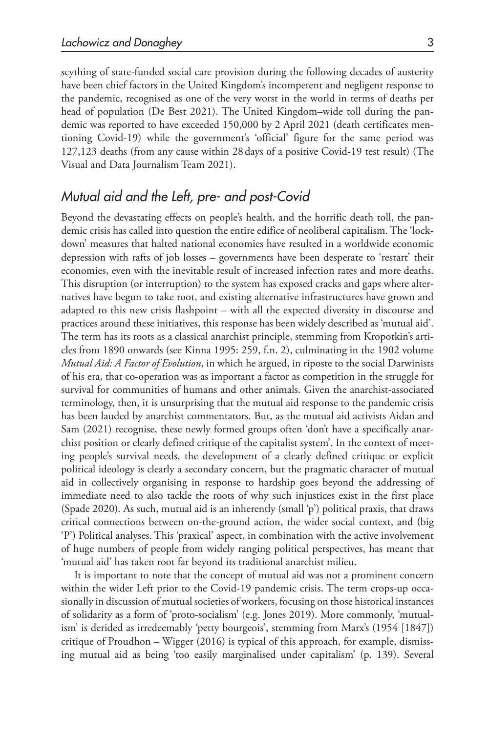scything of state-funded social care provision during the following decades of austerity have been chief factors in the United Kingdom's incompetent and negligent response to the pandemic, recognised as one of the very worst in the world in terms of deaths per head of population (De Best 2021). The United Kingdom–wide toll during the pandemic was reported to have exceeded 150,000 by 2 April 2021 (death certificates mentioning Covid-19) while the government's 'official' figure for the same period was 127,123 deaths (from any cause within 28 days of a positive Covid-19 test result) (The Visual and Data Journalism Team 2021).

## *Mutual aid and the Left, pre- and post-Covid*

Beyond the devastating effects on people's health, and the horrific death toll, the pandemic crisis has called into question the entire edifice of neoliberal capitalism. The 'lockdown' measures that halted national economies have resulted in a worldwide economic depression with rafts of job losses – governments have been desperate to 'restart' their economies, even with the inevitable result of increased infection rates and more deaths. This disruption (or interruption) to the system has exposed cracks and gaps where alternatives have begun to take root, and existing alternative infrastructures have grown and adapted to this new crisis flashpoint – with all the expected diversity in discourse and practices around these initiatives, this response has been widely described as 'mutual aid'. The term has its roots as a classical anarchist principle, stemming from Kropotkin's articles from 1890 onwards (see Kinna 1995: 259, f.n. 2), culminating in the 1902 volume *Mutual Aid: A Factor of Evolution*, in which he argued, in riposte to the social Darwinists of his era, that co-operation was as important a factor as competition in the struggle for survival for communities of humans and other animals. Given the anarchist-associated terminology, then, it is unsurprising that the mutual aid response to the pandemic crisis has been lauded by anarchist commentators. But, as the mutual aid activists Aidan and Sam (2021) recognise, these newly formed groups often 'don't have a specifically anarchist position or clearly defined critique of the capitalist system'. In the context of meeting people's survival needs, the development of a clearly defined critique or explicit political ideology is clearly a secondary concern, but the pragmatic character of mutual aid in collectively organising in response to hardship goes beyond the addressing of immediate need to also tackle the roots of why such injustices exist in the first place (Spade 2020). As such, mutual aid is an inherently (small 'p') political praxis, that draws critical connections between on-the-ground action, the wider social context, and (big 'P') Political analyses. This 'praxical' aspect, in combination with the active involvement of huge numbers of people from widely ranging political perspectives, has meant that 'mutual aid' has taken root far beyond its traditional anarchist milieu.

It is important to note that the concept of mutual aid was not a prominent concern within the wider Left prior to the Covid-19 pandemic crisis. The term crops-up occasionally in discussion of mutual societies of workers, focusing on those historical instances of solidarity as a form of 'proto-socialism' (e.g. Jones 2019). More commonly, 'mutualism' is derided as irredeemably 'petty bourgeois', stemming from Marx's (1954 [1847]) critique of Proudhon – Wigger (2016) is typical of this approach, for example, dismissing mutual aid as being 'too easily marginalised under capitalism' (p. 139). Several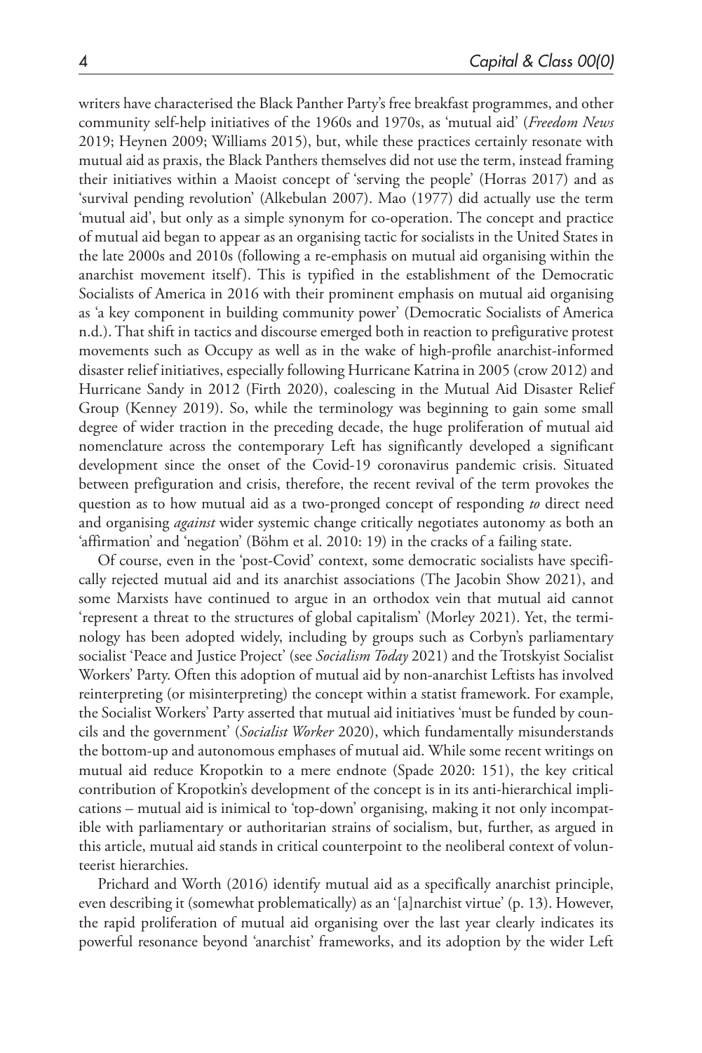writers have characterised the Black Panther Party's free breakfast programmes, and other community self-help initiatives of the 1960s and 1970s, as 'mutual aid' (*Freedom News* 2019; Heynen 2009; Williams 2015), but, while these practices certainly resonate with mutual aid as praxis, the Black Panthers themselves did not use the term, instead framing their initiatives within a Maoist concept of 'serving the people' (Horras 2017) and as 'survival pending revolution' (Alkebulan 2007). Mao (1977) did actually use the term 'mutual aid', but only as a simple synonym for co-operation. The concept and practice of mutual aid began to appear as an organising tactic for socialists in the United States in the late 2000s and 2010s (following a re-emphasis on mutual aid organising within the anarchist movement itself). This is typified in the establishment of the Democratic Socialists of America in 2016 with their prominent emphasis on mutual aid organising as 'a key component in building community power' (Democratic Socialists of America n.d.). That shift in tactics and discourse emerged both in reaction to prefigurative protest movements such as Occupy as well as in the wake of high-profile anarchist-informed disaster relief initiatives, especially following Hurricane Katrina in 2005 (crow 2012) and Hurricane Sandy in 2012 (Firth 2020), coalescing in the Mutual Aid Disaster Relief Group (Kenney 2019). So, while the terminology was beginning to gain some small degree of wider traction in the preceding decade, the huge proliferation of mutual aid nomenclature across the contemporary Left has significantly developed a significant development since the onset of the Covid-19 coronavirus pandemic crisis. Situated between prefiguration and crisis, therefore, the recent revival of the term provokes the question as to how mutual aid as a two-pronged concept of responding *to* direct need and organising *against* wider systemic change critically negotiates autonomy as both an 'affirmation' and 'negation' (Böhm et al. 2010: 19) in the cracks of a failing state.

Of course, even in the 'post-Covid' context, some democratic socialists have specifically rejected mutual aid and its anarchist associations (The Jacobin Show 2021), and some Marxists have continued to argue in an orthodox vein that mutual aid cannot 'represent a threat to the structures of global capitalism' (Morley 2021). Yet, the terminology has been adopted widely, including by groups such as Corbyn's parliamentary socialist 'Peace and Justice Project' (see *Socialism Today* 2021) and the Trotskyist Socialist Workers' Party. Often this adoption of mutual aid by non-anarchist Leftists has involved reinterpreting (or misinterpreting) the concept within a statist framework. For example, the Socialist Workers' Party asserted that mutual aid initiatives 'must be funded by councils and the government' (*Socialist Worker* 2020), which fundamentally misunderstands the bottom-up and autonomous emphases of mutual aid. While some recent writings on mutual aid reduce Kropotkin to a mere endnote (Spade 2020: 151), the key critical contribution of Kropotkin's development of the concept is in its anti-hierarchical implications – mutual aid is inimical to 'top-down' organising, making it not only incompatible with parliamentary or authoritarian strains of socialism, but, further, as argued in this article, mutual aid stands in critical counterpoint to the neoliberal context of volunteerist hierarchies.

Prichard and Worth (2016) identify mutual aid as a specifically anarchist principle, even describing it (somewhat problematically) as an '[a]narchist virtue' (p. 13). However, the rapid proliferation of mutual aid organising over the last year clearly indicates its powerful resonance beyond 'anarchist' frameworks, and its adoption by the wider Left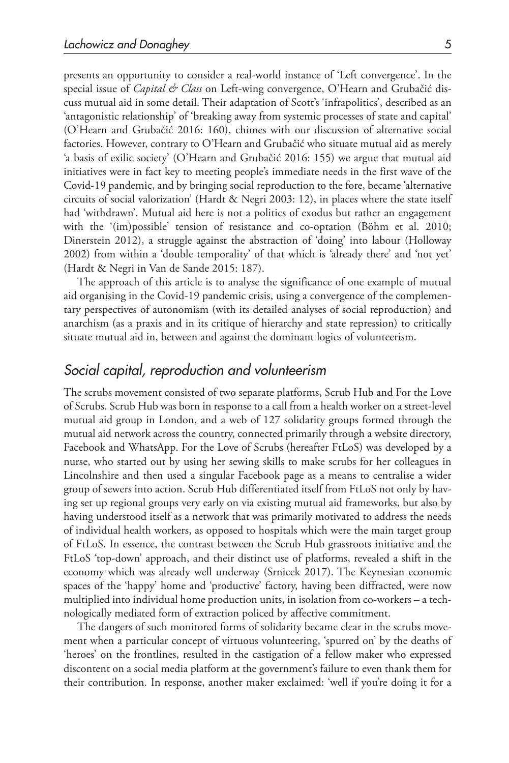presents an opportunity to consider a real-world instance of 'Left convergence'. In the special issue of *Capital & Class* on Left-wing convergence, O'Hearn and Grubačić discuss mutual aid in some detail. Their adaptation of Scott's 'infrapolitics', described as an 'antagonistic relationship' of 'breaking away from systemic processes of state and capital' (O'Hearn and Grubačić 2016: 160), chimes with our discussion of alternative social factories. However, contrary to O'Hearn and Grubačić who situate mutual aid as merely 'a basis of exilic society' (O'Hearn and Grubačić 2016: 155) we argue that mutual aid initiatives were in fact key to meeting people's immediate needs in the first wave of the Covid-19 pandemic, and by bringing social reproduction to the fore, became 'alternative circuits of social valorization' (Hardt & Negri 2003: 12), in places where the state itself had 'withdrawn'. Mutual aid here is not a politics of exodus but rather an engagement with the '(im)possible' tension of resistance and co-optation (Böhm et al. 2010; Dinerstein 2012), a struggle against the abstraction of 'doing' into labour (Holloway 2002) from within a 'double temporality' of that which is 'already there' and 'not yet' (Hardt & Negri in Van de Sande 2015: 187).

The approach of this article is to analyse the significance of one example of mutual aid organising in the Covid-19 pandemic crisis, using a convergence of the complementary perspectives of autonomism (with its detailed analyses of social reproduction) and anarchism (as a praxis and in its critique of hierarchy and state repression) to critically situate mutual aid in, between and against the dominant logics of volunteerism.

## *Social capital, reproduction and volunteerism*

The scrubs movement consisted of two separate platforms, Scrub Hub and For the Love of Scrubs. Scrub Hub was born in response to a call from a health worker on a street-level mutual aid group in London, and a web of 127 solidarity groups formed through the mutual aid network across the country, connected primarily through a website directory, Facebook and WhatsApp. For the Love of Scrubs (hereafter FtLoS) was developed by a nurse, who started out by using her sewing skills to make scrubs for her colleagues in Lincolnshire and then used a singular Facebook page as a means to centralise a wider group of sewers into action. Scrub Hub differentiated itself from FtLoS not only by having set up regional groups very early on via existing mutual aid frameworks, but also by having understood itself as a network that was primarily motivated to address the needs of individual health workers, as opposed to hospitals which were the main target group of FtLoS. In essence, the contrast between the Scrub Hub grassroots initiative and the FtLoS 'top-down' approach, and their distinct use of platforms, revealed a shift in the economy which was already well underway (Srnicek 2017). The Keynesian economic spaces of the 'happy' home and 'productive' factory, having been diffracted, were now multiplied into individual home production units, in isolation from co-workers – a technologically mediated form of extraction policed by affective commitment.

The dangers of such monitored forms of solidarity became clear in the scrubs movement when a particular concept of virtuous volunteering, 'spurred on' by the deaths of 'heroes' on the frontlines, resulted in the castigation of a fellow maker who expressed discontent on a social media platform at the government's failure to even thank them for their contribution. In response, another maker exclaimed: 'well if you're doing it for a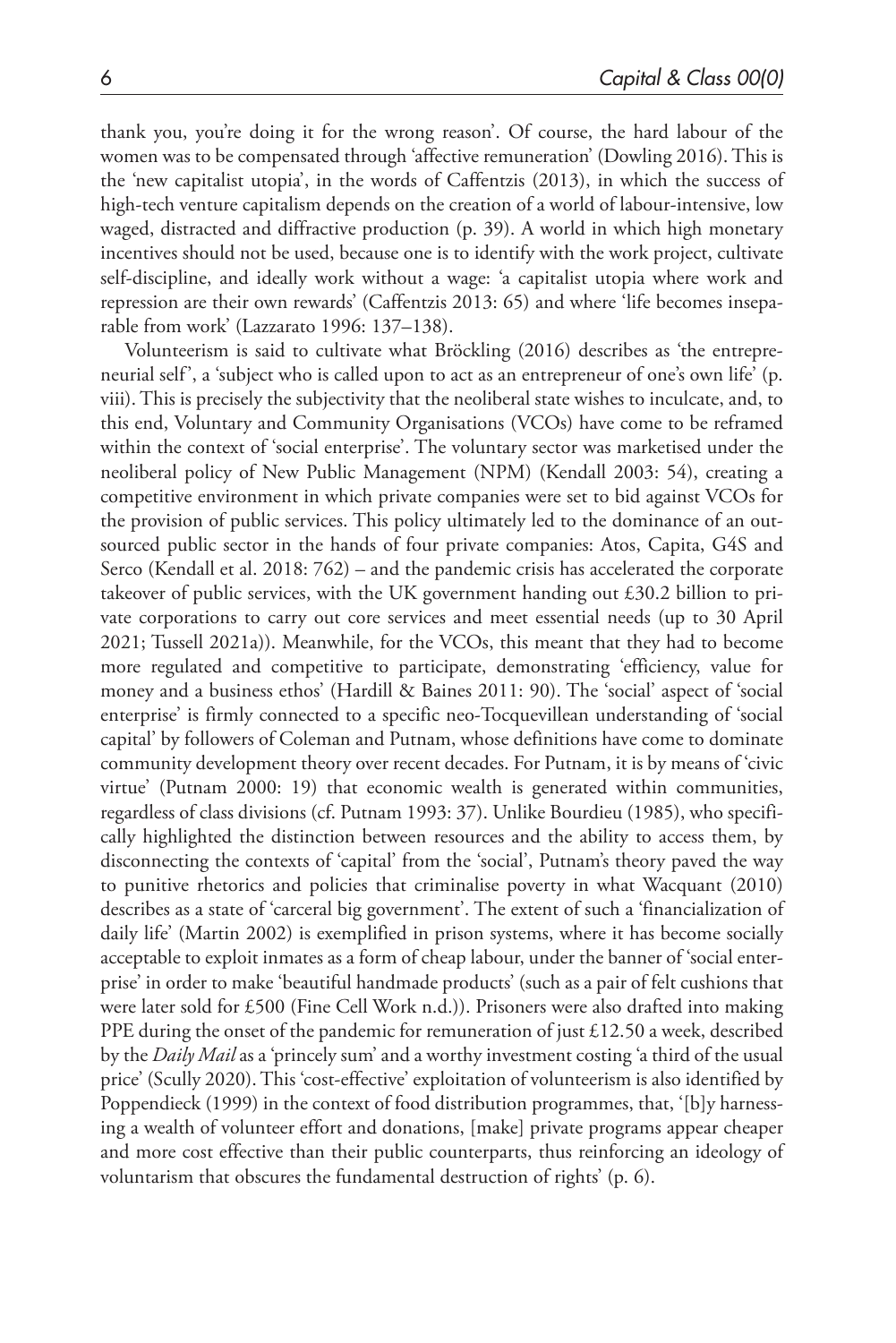thank you, you're doing it for the wrong reason'. Of course, the hard labour of the women was to be compensated through 'affective remuneration' (Dowling 2016). This is the 'new capitalist utopia', in the words of Caffentzis (2013), in which the success of high-tech venture capitalism depends on the creation of a world of labour-intensive, low waged, distracted and diffractive production (p. 39). A world in which high monetary incentives should not be used, because one is to identify with the work project, cultivate self-discipline, and ideally work without a wage: 'a capitalist utopia where work and repression are their own rewards' (Caffentzis 2013: 65) and where 'life becomes inseparable from work' (Lazzarato 1996: 137–138).

Volunteerism is said to cultivate what Bröckling (2016) describes as 'the entrepreneurial self', a 'subject who is called upon to act as an entrepreneur of one's own life' (p. viii). This is precisely the subjectivity that the neoliberal state wishes to inculcate, and, to this end, Voluntary and Community Organisations (VCOs) have come to be reframed within the context of 'social enterprise'. The voluntary sector was marketised under the neoliberal policy of New Public Management (NPM) (Kendall 2003: 54), creating a competitive environment in which private companies were set to bid against VCOs for the provision of public services. This policy ultimately led to the dominance of an outsourced public sector in the hands of four private companies: Atos, Capita, G4S and Serco (Kendall et al. 2018: 762) – and the pandemic crisis has accelerated the corporate takeover of public services, with the UK government handing out £30.2 billion to private corporations to carry out core services and meet essential needs (up to 30 April 2021; Tussell 2021a)). Meanwhile, for the VCOs, this meant that they had to become more regulated and competitive to participate, demonstrating 'efficiency, value for money and a business ethos' (Hardill & Baines 2011: 90). The 'social' aspect of 'social enterprise' is firmly connected to a specific neo-Tocquevillean understanding of 'social capital' by followers of Coleman and Putnam, whose definitions have come to dominate community development theory over recent decades. For Putnam, it is by means of 'civic virtue' (Putnam 2000: 19) that economic wealth is generated within communities, regardless of class divisions (cf. Putnam 1993: 37). Unlike Bourdieu (1985), who specifically highlighted the distinction between resources and the ability to access them, by disconnecting the contexts of 'capital' from the 'social', Putnam's theory paved the way to punitive rhetorics and policies that criminalise poverty in what Wacquant (2010) describes as a state of 'carceral big government'. The extent of such a 'financialization of daily life' (Martin 2002) is exemplified in prison systems, where it has become socially acceptable to exploit inmates as a form of cheap labour, under the banner of 'social enterprise' in order to make 'beautiful handmade products' (such as a pair of felt cushions that were later sold for £500 (Fine Cell Work n.d.)). Prisoners were also drafted into making PPE during the onset of the pandemic for remuneration of just £12.50 a week, described by the *Daily Mail* as a 'princely sum' and a worthy investment costing 'a third of the usual price' (Scully 2020). This 'cost-effective' exploitation of volunteerism is also identified by Poppendieck (1999) in the context of food distribution programmes, that, '[b]y harnessing a wealth of volunteer effort and donations, [make] private programs appear cheaper and more cost effective than their public counterparts, thus reinforcing an ideology of voluntarism that obscures the fundamental destruction of rights' (p. 6).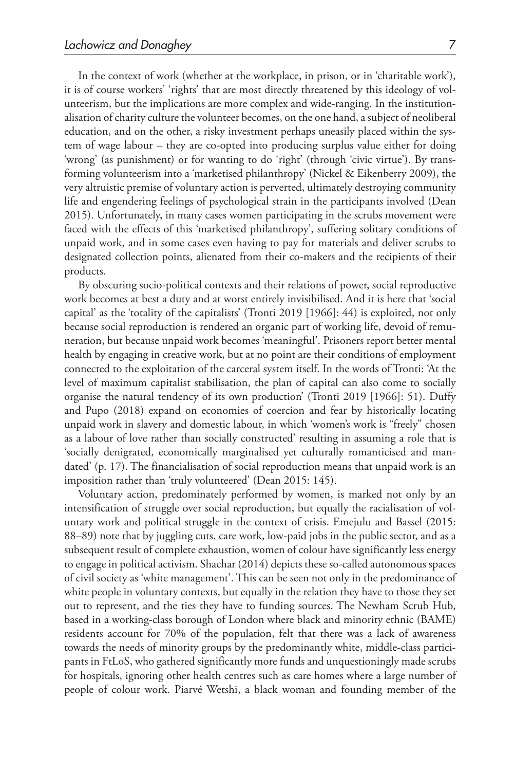In the context of work (whether at the workplace, in prison, or in 'charitable work'), it is of course workers' 'rights' that are most directly threatened by this ideology of volunteerism, but the implications are more complex and wide-ranging. In the institutionalisation of charity culture the volunteer becomes, on the one hand, a subject of neoliberal education, and on the other, a risky investment perhaps uneasily placed within the system of wage labour – they are co-opted into producing surplus value either for doing 'wrong' (as punishment) or for wanting to do 'right' (through 'civic virtue'). By transforming volunteerism into a 'marketised philanthropy' (Nickel & Eikenberry 2009), the very altruistic premise of voluntary action is perverted, ultimately destroying community life and engendering feelings of psychological strain in the participants involved (Dean 2015). Unfortunately, in many cases women participating in the scrubs movement were faced with the effects of this 'marketised philanthropy', suffering solitary conditions of unpaid work, and in some cases even having to pay for materials and deliver scrubs to designated collection points, alienated from their co-makers and the recipients of their products.

By obscuring socio-political contexts and their relations of power, social reproductive work becomes at best a duty and at worst entirely invisibilised. And it is here that 'social capital' as the 'totality of the capitalists' (Tronti 2019 [1966]: 44) is exploited, not only because social reproduction is rendered an organic part of working life, devoid of remuneration, but because unpaid work becomes 'meaningful'. Prisoners report better mental health by engaging in creative work, but at no point are their conditions of employment connected to the exploitation of the carceral system itself. In the words of Tronti: 'At the level of maximum capitalist stabilisation, the plan of capital can also come to socially organise the natural tendency of its own production' (Tronti 2019 [1966]: 51). Duffy and Pupo (2018) expand on economies of coercion and fear by historically locating unpaid work in slavery and domestic labour, in which 'women's work is "freely" chosen as a labour of love rather than socially constructed' resulting in assuming a role that is 'socially denigrated, economically marginalised yet culturally romanticised and mandated' (p. 17). The financialisation of social reproduction means that unpaid work is an imposition rather than 'truly volunteered' (Dean 2015: 145).

Voluntary action, predominately performed by women, is marked not only by an intensification of struggle over social reproduction, but equally the racialisation of voluntary work and political struggle in the context of crisis. Emejulu and Bassel (2015: 88–89) note that by juggling cuts, care work, low-paid jobs in the public sector, and as a subsequent result of complete exhaustion, women of colour have significantly less energy to engage in political activism. Shachar (2014) depicts these so-called autonomous spaces of civil society as 'white management'. This can be seen not only in the predominance of white people in voluntary contexts, but equally in the relation they have to those they set out to represent, and the ties they have to funding sources. The Newham Scrub Hub, based in a working-class borough of London where black and minority ethnic (BAME) residents account for 70% of the population, felt that there was a lack of awareness towards the needs of minority groups by the predominantly white, middle-class participants in FtLoS, who gathered significantly more funds and unquestioningly made scrubs for hospitals, ignoring other health centres such as care homes where a large number of people of colour work. Piarvé Wetshi, a black woman and founding member of the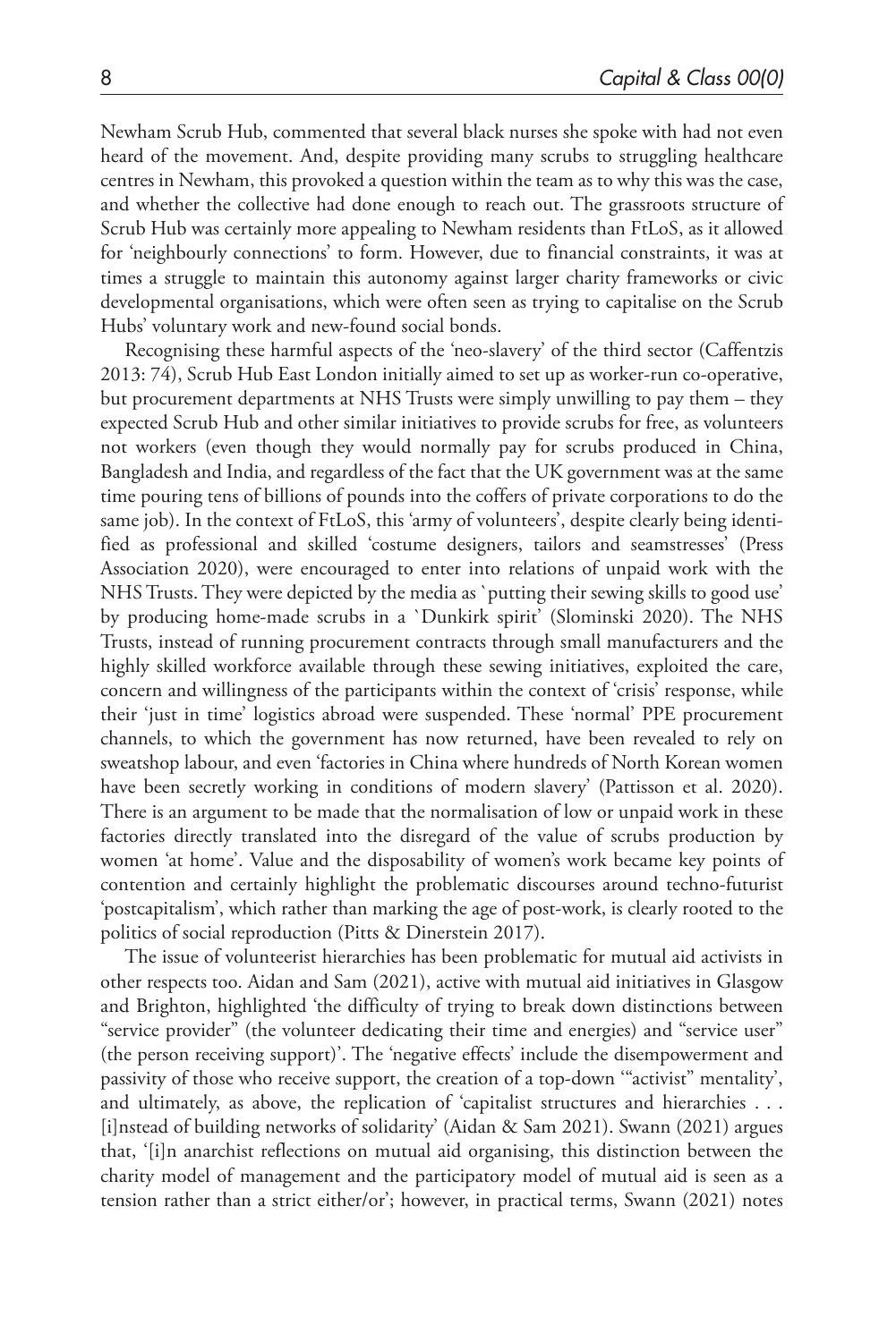Newham Scrub Hub, commented that several black nurses she spoke with had not even heard of the movement. And, despite providing many scrubs to struggling healthcare centres in Newham, this provoked a question within the team as to why this was the case, and whether the collective had done enough to reach out. The grassroots structure of Scrub Hub was certainly more appealing to Newham residents than FtLoS, as it allowed for 'neighbourly connections' to form. However, due to financial constraints, it was at times a struggle to maintain this autonomy against larger charity frameworks or civic developmental organisations, which were often seen as trying to capitalise on the Scrub Hubs' voluntary work and new-found social bonds.

Recognising these harmful aspects of the 'neo-slavery' of the third sector (Caffentzis 2013: 74), Scrub Hub East London initially aimed to set up as worker-run co-operative, but procurement departments at NHS Trusts were simply unwilling to pay them – they expected Scrub Hub and other similar initiatives to provide scrubs for free, as volunteers not workers (even though they would normally pay for scrubs produced in China, Bangladesh and India, and regardless of the fact that the UK government was at the same time pouring tens of billions of pounds into the coffers of private corporations to do the same job). In the context of FtLoS, this 'army of volunteers', despite clearly being identified as professional and skilled 'costume designers, tailors and seamstresses' (Press Association 2020), were encouraged to enter into relations of unpaid work with the NHS Trusts. They were depicted by the media as `putting their sewing skills to good use' by producing home-made scrubs in a `Dunkirk spirit' (Slominski 2020). The NHS Trusts, instead of running procurement contracts through small manufacturers and the highly skilled workforce available through these sewing initiatives, exploited the care, concern and willingness of the participants within the context of 'crisis' response, while their 'just in time' logistics abroad were suspended. These 'normal' PPE procurement channels, to which the government has now returned, have been revealed to rely on sweatshop labour, and even 'factories in China where hundreds of North Korean women have been secretly working in conditions of modern slavery' (Pattisson et al. 2020). There is an argument to be made that the normalisation of low or unpaid work in these factories directly translated into the disregard of the value of scrubs production by women 'at home'. Value and the disposability of women's work became key points of contention and certainly highlight the problematic discourses around techno-futurist 'postcapitalism', which rather than marking the age of post-work, is clearly rooted to the politics of social reproduction (Pitts & Dinerstein 2017).

The issue of volunteerist hierarchies has been problematic for mutual aid activists in other respects too. Aidan and Sam (2021), active with mutual aid initiatives in Glasgow and Brighton, highlighted 'the difficulty of trying to break down distinctions between "service provider" (the volunteer dedicating their time and energies) and "service user" (the person receiving support)'. The 'negative effects' include the disempowerment and passivity of those who receive support, the creation of a top-down '"activist" mentality', and ultimately, as above, the replication of 'capitalist structures and hierarchies . . . [i]nstead of building networks of solidarity' (Aidan & Sam 2021). Swann (2021) argues that, '[i]n anarchist reflections on mutual aid organising, this distinction between the charity model of management and the participatory model of mutual aid is seen as a tension rather than a strict either/or'; however, in practical terms, Swann (2021) notes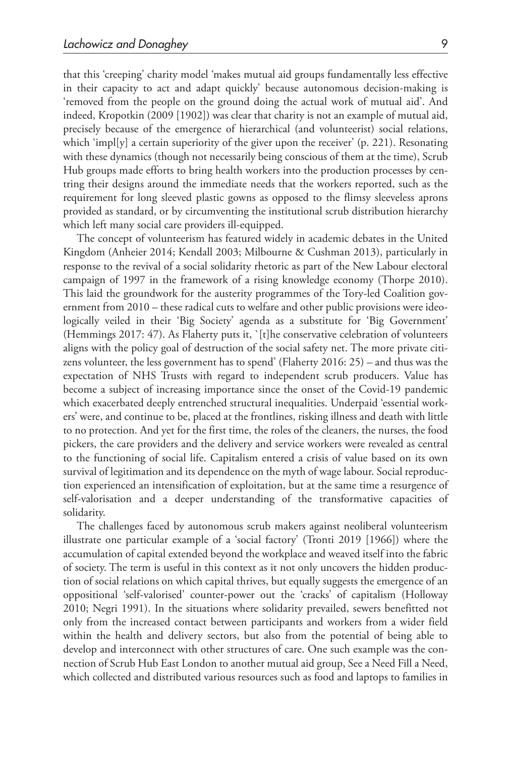that this 'creeping' charity model 'makes mutual aid groups fundamentally less effective in their capacity to act and adapt quickly' because autonomous decision-making is 'removed from the people on the ground doing the actual work of mutual aid'. And indeed, Kropotkin (2009 [1902]) was clear that charity is not an example of mutual aid, precisely because of the emergence of hierarchical (and volunteerist) social relations, which 'impl[y] a certain superiority of the giver upon the receiver' (p. 221). Resonating with these dynamics (though not necessarily being conscious of them at the time), Scrub Hub groups made efforts to bring health workers into the production processes by centring their designs around the immediate needs that the workers reported, such as the requirement for long sleeved plastic gowns as opposed to the flimsy sleeveless aprons provided as standard, or by circumventing the institutional scrub distribution hierarchy which left many social care providers ill-equipped.

The concept of volunteerism has featured widely in academic debates in the United Kingdom (Anheier 2014; Kendall 2003; Milbourne & Cushman 2013), particularly in response to the revival of a social solidarity rhetoric as part of the New Labour electoral campaign of 1997 in the framework of a rising knowledge economy (Thorpe 2010). This laid the groundwork for the austerity programmes of the Tory-led Coalition government from 2010 – these radical cuts to welfare and other public provisions were ideologically veiled in their 'Big Society' agenda as a substitute for 'Big Government' (Hemmings 2017: 47). As Flaherty puts it, '[t]he conservative celebration of volunteers aligns with the policy goal of destruction of the social safety net. The more private citizens volunteer, the less government has to spend' (Flaherty 2016: 25) – and thus was the expectation of NHS Trusts with regard to independent scrub producers. Value has become a subject of increasing importance since the onset of the Covid-19 pandemic which exacerbated deeply entrenched structural inequalities. Underpaid 'essential workers' were, and continue to be, placed at the frontlines, risking illness and death with little to no protection. And yet for the first time, the roles of the cleaners, the nurses, the food pickers, the care providers and the delivery and service workers were revealed as central to the functioning of social life. Capitalism entered a crisis of value based on its own survival of legitimation and its dependence on the myth of wage labour. Social reproduction experienced an intensification of exploitation, but at the same time a resurgence of self-valorisation and a deeper understanding of the transformative capacities of solidarity.

The challenges faced by autonomous scrub makers against neoliberal volunteerism illustrate one particular example of a 'social factory' (Tronti 2019 [1966]) where the accumulation of capital extended beyond the workplace and weaved itself into the fabric of society. The term is useful in this context as it not only uncovers the hidden production of social relations on which capital thrives, but equally suggests the emergence of an oppositional 'self-valorised' counter-power out the 'cracks' of capitalism (Holloway 2010; Negri 1991). In the situations where solidarity prevailed, sewers benefitted not only from the increased contact between participants and workers from a wider field within the health and delivery sectors, but also from the potential of being able to develop and interconnect with other structures of care. One such example was the connection of Scrub Hub East London to another mutual aid group, See a Need Fill a Need, which collected and distributed various resources such as food and laptops to families in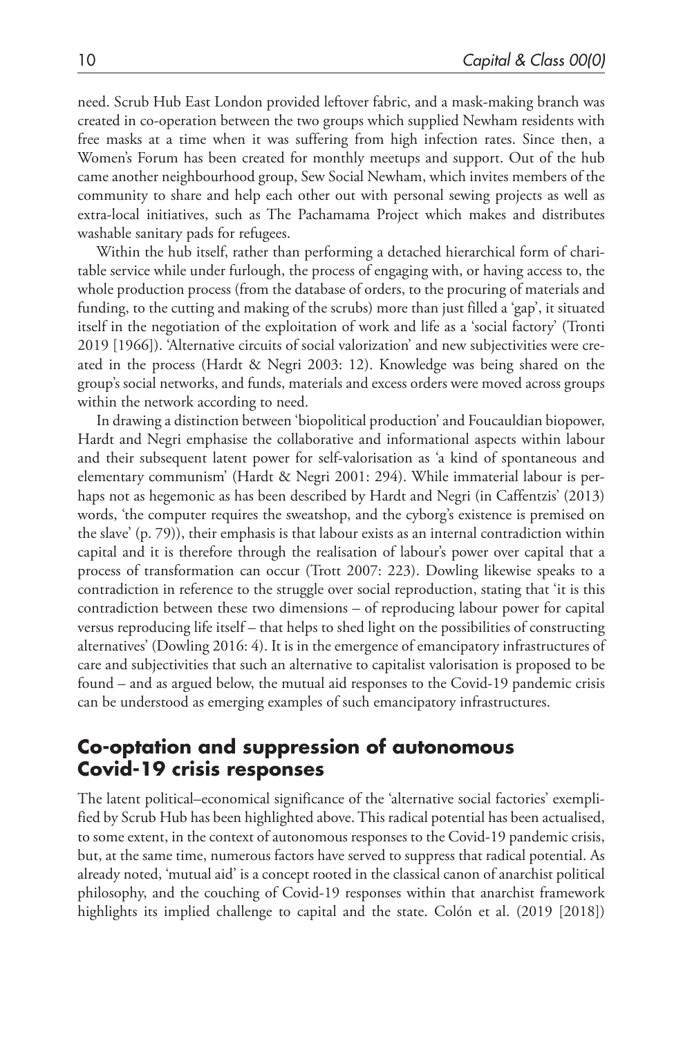need. Scrub Hub East London provided leftover fabric, and a mask-making branch was created in co-operation between the two groups which supplied Newham residents with free masks at a time when it was suffering from high infection rates. Since then, a Women's Forum has been created for monthly meetups and support. Out of the hub came another neighbourhood group, Sew Social Newham, which invites members of the community to share and help each other out with personal sewing projects as well as extra-local initiatives, such as The Pachamama Project which makes and distributes washable sanitary pads for refugees.

Within the hub itself, rather than performing a detached hierarchical form of charitable service while under furlough, the process of engaging with, or having access to, the whole production process (from the database of orders, to the procuring of materials and funding, to the cutting and making of the scrubs) more than just filled a 'gap', it situated itself in the negotiation of the exploitation of work and life as a 'social factory' (Tronti 2019 [1966]). 'Alternative circuits of social valorization' and new subjectivities were created in the process (Hardt & Negri 2003: 12). Knowledge was being shared on the group's social networks, and funds, materials and excess orders were moved across groups within the network according to need.

In drawing a distinction between 'biopolitical production' and Foucauldian biopower, Hardt and Negri emphasise the collaborative and informational aspects within labour and their subsequent latent power for self-valorisation as 'a kind of spontaneous and elementary communism' (Hardt & Negri 2001: 294). While immaterial labour is perhaps not as hegemonic as has been described by Hardt and Negri (in Caffentzis' (2013) words, 'the computer requires the sweatshop, and the cyborg's existence is premised on the slave' (p. 79)), their emphasis is that labour exists as an internal contradiction within capital and it is therefore through the realisation of labour's power over capital that a process of transformation can occur (Trott 2007: 223). Dowling likewise speaks to a contradiction in reference to the struggle over social reproduction, stating that 'it is this contradiction between these two dimensions – of reproducing labour power for capital versus reproducing life itself – that helps to shed light on the possibilities of constructing alternatives' (Dowling 2016: 4). It is in the emergence of emancipatory infrastructures of care and subjectivities that such an alternative to capitalist valorisation is proposed to be found – and as argued below, the mutual aid responses to the Covid-19 pandemic crisis can be understood as emerging examples of such emancipatory infrastructures.

## Co-optation and suppression of autonomous Covid-19 crisis responses

The latent political–economical significance of the 'alternative social factories' exemplified by Scrub Hub has been highlighted above. This radical potential has been actualised, to some extent, in the context of autonomous responses to the Covid-19 pandemic crisis, but, at the same time, numerous factors have served to suppress that radical potential. As already noted, 'mutual aid' is a concept rooted in the classical canon of anarchist political philosophy, and the couching of Covid-19 responses within that anarchist framework highlights its implied challenge to capital and the state. Colón et al. (2019 [2018])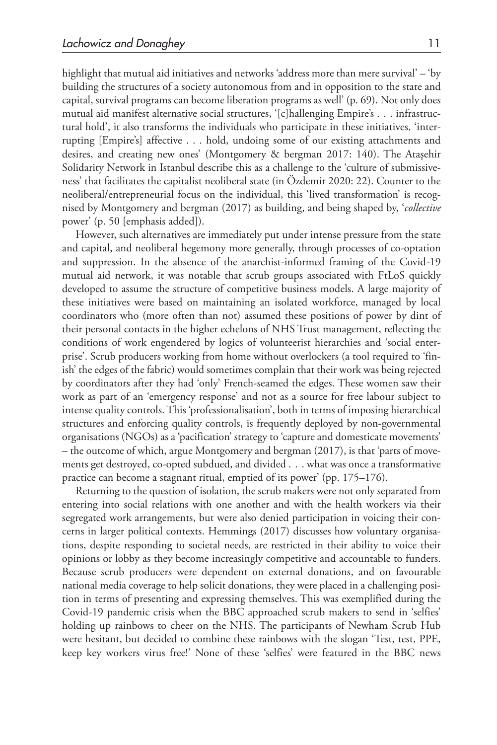highlight that mutual aid initiatives and networks 'address more than mere survival' – 'by building the structures of a society autonomous from and in opposition to the state and capital, survival programs can become liberation programs as well' (p. 69). Not only does mutual aid manifest alternative social structures, '[c]hallenging Empire's . . . infrastructural hold', it also transforms the individuals who participate in these initiatives, 'interrupting [Empire's] affective . . . hold, undoing some of our existing attachments and desires, and creating new ones' (Montgomery & bergman 2017: 140). The Ataşehir Solidarity Network in Istanbul describe this as a challenge to the 'culture of submissiveness' that facilitates the capitalist neoliberal state (in Özdemir 2020: 22). Counter to the neoliberal/entrepreneurial focus on the individual, this 'lived transformation' is recognised by Montgomery and bergman (2017) as building, and being shaped by, '*collective* power' (p. 50 [emphasis added]).

However, such alternatives are immediately put under intense pressure from the state and capital, and neoliberal hegemony more generally, through processes of co-optation and suppression. In the absence of the anarchist-informed framing of the Covid-19 mutual aid network, it was notable that scrub groups associated with FtLoS quickly developed to assume the structure of competitive business models. A large majority of these initiatives were based on maintaining an isolated workforce, managed by local coordinators who (more often than not) assumed these positions of power by dint of their personal contacts in the higher echelons of NHS Trust management, reflecting the conditions of work engendered by logics of volunteerist hierarchies and 'social enterprise'. Scrub producers working from home without overlockers (a tool required to 'finish' the edges of the fabric) would sometimes complain that their work was being rejected by coordinators after they had 'only' French-seamed the edges. These women saw their work as part of an 'emergency response' and not as a source for free labour subject to intense quality controls. This 'professionalisation', both in terms of imposing hierarchical structures and enforcing quality controls, is frequently deployed by non-governmental organisations (NGOs) as a 'pacification' strategy to 'capture and domesticate movements' – the outcome of which, argue Montgomery and bergman (2017), is that 'parts of movements get destroyed, co-opted subdued, and divided . . . what was once a transformative practice can become a stagnant ritual, emptied of its power' (pp. 175–176).

Returning to the question of isolation, the scrub makers were not only separated from entering into social relations with one another and with the health workers via their segregated work arrangements, but were also denied participation in voicing their concerns in larger political contexts. Hemmings (2017) discusses how voluntary organisations, despite responding to societal needs, are restricted in their ability to voice their opinions or lobby as they become increasingly competitive and accountable to funders. Because scrub producers were dependent on external donations, and on favourable national media coverage to help solicit donations, they were placed in a challenging position in terms of presenting and expressing themselves. This was exemplified during the Covid-19 pandemic crisis when the BBC approached scrub makers to send in 'selfies' holding up rainbows to cheer on the NHS. The participants of Newham Scrub Hub were hesitant, but decided to combine these rainbows with the slogan 'Test, test, PPE, keep key workers virus free!' None of these 'selfies' were featured in the BBC news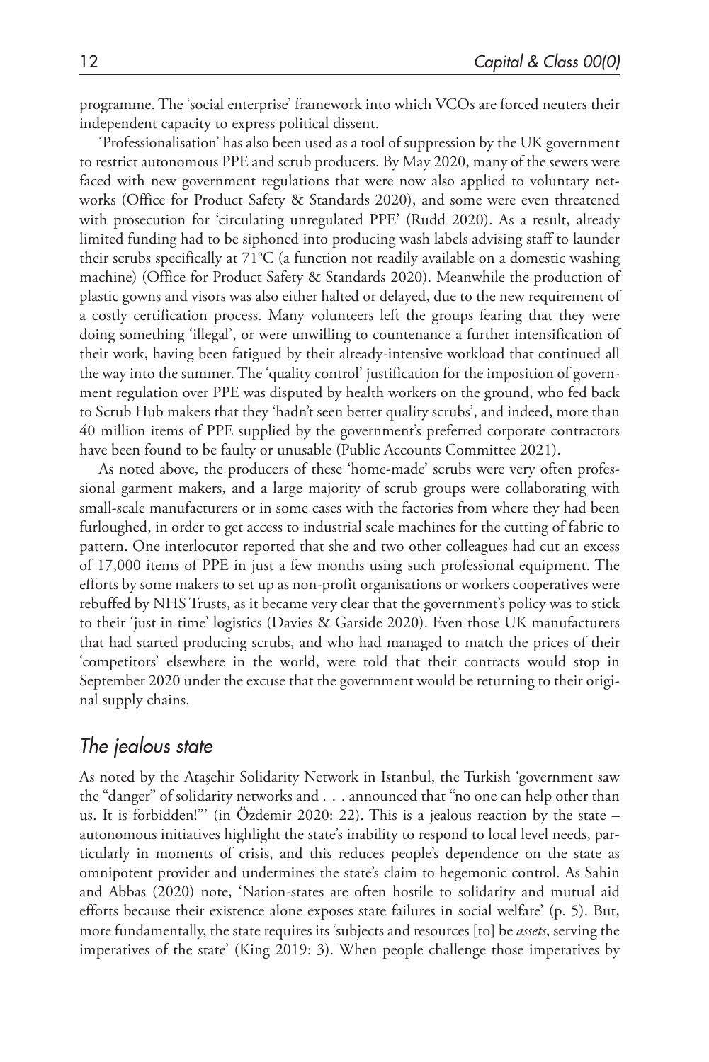programme. The 'social enterprise' framework into which VCOs are forced neuters their independent capacity to express political dissent.

'Professionalisation' has also been used as a tool of suppression by the UK government to restrict autonomous PPE and scrub producers. By May 2020, many of the sewers were faced with new government regulations that were now also applied to voluntary networks (Office for Product Safety & Standards 2020), and some were even threatened with prosecution for 'circulating unregulated PPE' (Rudd 2020). As a result, already limited funding had to be siphoned into producing wash labels advising staff to launder their scrubs specifically at 71°C (a function not readily available on a domestic washing machine) (Office for Product Safety & Standards 2020). Meanwhile the production of plastic gowns and visors was also either halted or delayed, due to the new requirement of a costly certification process. Many volunteers left the groups fearing that they were doing something 'illegal', or were unwilling to countenance a further intensification of their work, having been fatigued by their already-intensive workload that continued all the way into the summer. The 'quality control' justification for the imposition of government regulation over PPE was disputed by health workers on the ground, who fed back to Scrub Hub makers that they 'hadn't seen better quality scrubs', and indeed, more than 40 million items of PPE supplied by the government's preferred corporate contractors have been found to be faulty or unusable (Public Accounts Committee 2021).

As noted above, the producers of these 'home-made' scrubs were very often professional garment makers, and a large majority of scrub groups were collaborating with small-scale manufacturers or in some cases with the factories from where they had been furloughed, in order to get access to industrial scale machines for the cutting of fabric to pattern. One interlocutor reported that she and two other colleagues had cut an excess of 17,000 items of PPE in just a few months using such professional equipment. The efforts by some makers to set up as non-profit organisations or workers cooperatives were rebuffed by NHS Trusts, as it became very clear that the government's policy was to stick to their 'just in time' logistics (Davies & Garside 2020). Even those UK manufacturers that had started producing scrubs, and who had managed to match the prices of their 'competitors' elsewhere in the world, were told that their contracts would stop in September 2020 under the excuse that the government would be returning to their original supply chains.

## *The jealous state*

As noted by the Ataşehir Solidarity Network in Istanbul, the Turkish 'government saw the "danger" of solidarity networks and . . . announced that "no one can help other than us. It is forbidden!"' (in Özdemir 2020: 22). This is a jealous reaction by the state – autonomous initiatives highlight the state's inability to respond to local level needs, particularly in moments of crisis, and this reduces people's dependence on the state as omnipotent provider and undermines the state's claim to hegemonic control. As Sahin and Abbas (2020) note, 'Nation-states are often hostile to solidarity and mutual aid efforts because their existence alone exposes state failures in social welfare' (p. 5). But, more fundamentally, the state requires its 'subjects and resources [to] be *assets*, serving the imperatives of the state' (King 2019: 3). When people challenge those imperatives by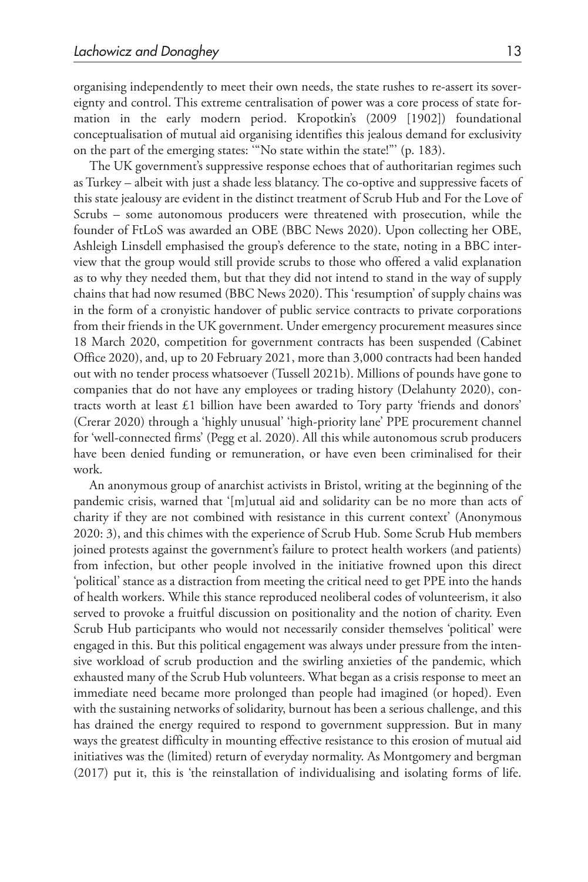organising independently to meet their own needs, the state rushes to re-assert its sovereignty and control. This extreme centralisation of power was a core process of state formation in the early modern period. Kropotkin's (2009 [1902]) foundational conceptualisation of mutual aid organising identifies this jealous demand for exclusivity on the part of the emerging states: '"No state within the state!"' (p. 183).

The UK government's suppressive response echoes that of authoritarian regimes such as Turkey – albeit with just a shade less blatancy. The co-optive and suppressive facets of this state jealousy are evident in the distinct treatment of Scrub Hub and For the Love of Scrubs – some autonomous producers were threatened with prosecution, while the founder of FtLoS was awarded an OBE (BBC News 2020). Upon collecting her OBE, Ashleigh Linsdell emphasised the group's deference to the state, noting in a BBC interview that the group would still provide scrubs to those who offered a valid explanation as to why they needed them, but that they did not intend to stand in the way of supply chains that had now resumed (BBC News 2020). This 'resumption' of supply chains was in the form of a cronyistic handover of public service contracts to private corporations from their friends in the UK government. Under emergency procurement measures since 18 March 2020, competition for government contracts has been suspended (Cabinet Office 2020), and, up to 20 February 2021, more than 3,000 contracts had been handed out with no tender process whatsoever (Tussell 2021b). Millions of pounds have gone to companies that do not have any employees or trading history (Delahunty 2020), contracts worth at least £1 billion have been awarded to Tory party 'friends and donors' (Crerar 2020) through a 'highly unusual' 'high-priority lane' PPE procurement channel for 'well-connected firms' (Pegg et al. 2020). All this while autonomous scrub producers have been denied funding or remuneration, or have even been criminalised for their work.

An anonymous group of anarchist activists in Bristol, writing at the beginning of the pandemic crisis, warned that '[m]utual aid and solidarity can be no more than acts of charity if they are not combined with resistance in this current context' (Anonymous 2020: 3), and this chimes with the experience of Scrub Hub. Some Scrub Hub members joined protests against the government's failure to protect health workers (and patients) from infection, but other people involved in the initiative frowned upon this direct 'political' stance as a distraction from meeting the critical need to get PPE into the hands of health workers. While this stance reproduced neoliberal codes of volunteerism, it also served to provoke a fruitful discussion on positionality and the notion of charity. Even Scrub Hub participants who would not necessarily consider themselves 'political' were engaged in this. But this political engagement was always under pressure from the intensive workload of scrub production and the swirling anxieties of the pandemic, which exhausted many of the Scrub Hub volunteers. What began as a crisis response to meet an immediate need became more prolonged than people had imagined (or hoped). Even with the sustaining networks of solidarity, burnout has been a serious challenge, and this has drained the energy required to respond to government suppression. But in many ways the greatest difficulty in mounting effective resistance to this erosion of mutual aid initiatives was the (limited) return of everyday normality. As Montgomery and bergman (2017) put it, this is 'the reinstallation of individualising and isolating forms of life.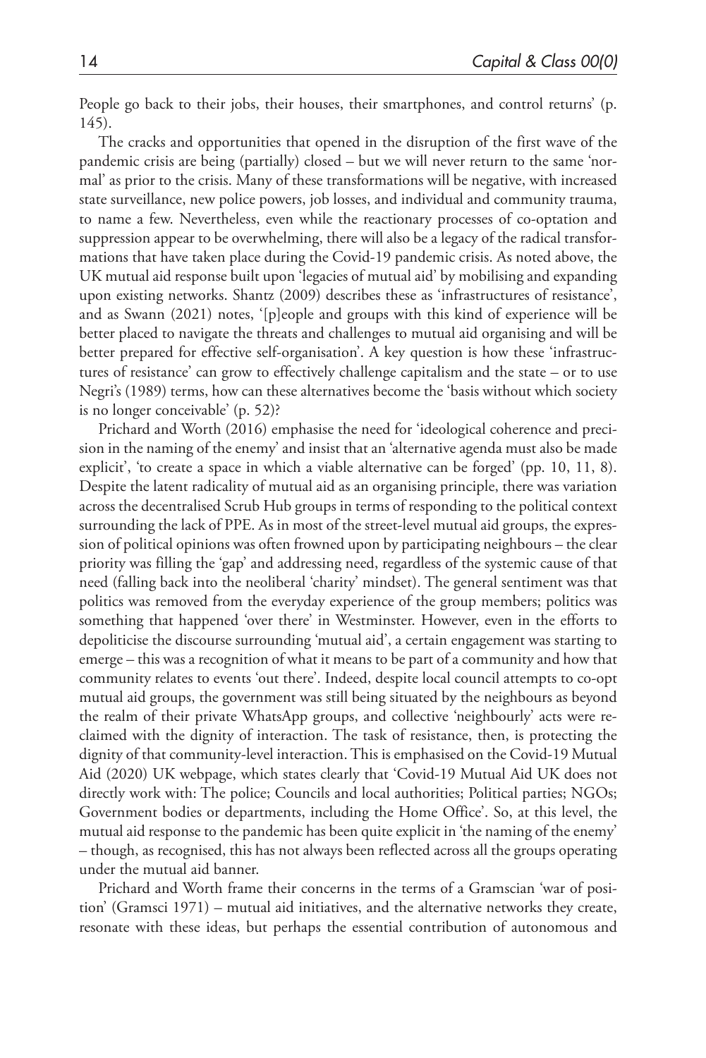People go back to their jobs, their houses, their smartphones, and control returns' (p. 145).

The cracks and opportunities that opened in the disruption of the first wave of the pandemic crisis are being (partially) closed – but we will never return to the same 'normal' as prior to the crisis. Many of these transformations will be negative, with increased state surveillance, new police powers, job losses, and individual and community trauma, to name a few. Nevertheless, even while the reactionary processes of co-optation and suppression appear to be overwhelming, there will also be a legacy of the radical transformations that have taken place during the Covid-19 pandemic crisis. As noted above, the UK mutual aid response built upon 'legacies of mutual aid' by mobilising and expanding upon existing networks. Shantz (2009) describes these as 'infrastructures of resistance', and as Swann (2021) notes, '[p]eople and groups with this kind of experience will be better placed to navigate the threats and challenges to mutual aid organising and will be better prepared for effective self-organisation'. A key question is how these 'infrastructures of resistance' can grow to effectively challenge capitalism and the state – or to use Negri's (1989) terms, how can these alternatives become the 'basis without which society is no longer conceivable' (p. 52)?

Prichard and Worth (2016) emphasise the need for 'ideological coherence and precision in the naming of the enemy' and insist that an 'alternative agenda must also be made explicit', 'to create a space in which a viable alternative can be forged' (pp. 10, 11, 8). Despite the latent radicality of mutual aid as an organising principle, there was variation across the decentralised Scrub Hub groups in terms of responding to the political context surrounding the lack of PPE. As in most of the street-level mutual aid groups, the expression of political opinions was often frowned upon by participating neighbours – the clear priority was filling the 'gap' and addressing need, regardless of the systemic cause of that need (falling back into the neoliberal 'charity' mindset). The general sentiment was that politics was removed from the everyday experience of the group members; politics was something that happened 'over there' in Westminster. However, even in the efforts to depoliticise the discourse surrounding 'mutual aid', a certain engagement was starting to emerge – this was a recognition of what it means to be part of a community and how that community relates to events 'out there'. Indeed, despite local council attempts to co-opt mutual aid groups, the government was still being situated by the neighbours as beyond the realm of their private WhatsApp groups, and collective 'neighbourly' acts were reclaimed with the dignity of interaction. The task of resistance, then, is protecting the dignity of that community-level interaction. This is emphasised on the Covid-19 Mutual Aid (2020) UK webpage, which states clearly that 'Covid-19 Mutual Aid UK does not directly work with: The police; Councils and local authorities; Political parties; NGOs; Government bodies or departments, including the Home Office'. So, at this level, the mutual aid response to the pandemic has been quite explicit in 'the naming of the enemy' – though, as recognised, this has not always been reflected across all the groups operating under the mutual aid banner.

Prichard and Worth frame their concerns in the terms of a Gramscian 'war of position' (Gramsci 1971) – mutual aid initiatives, and the alternative networks they create, resonate with these ideas, but perhaps the essential contribution of autonomous and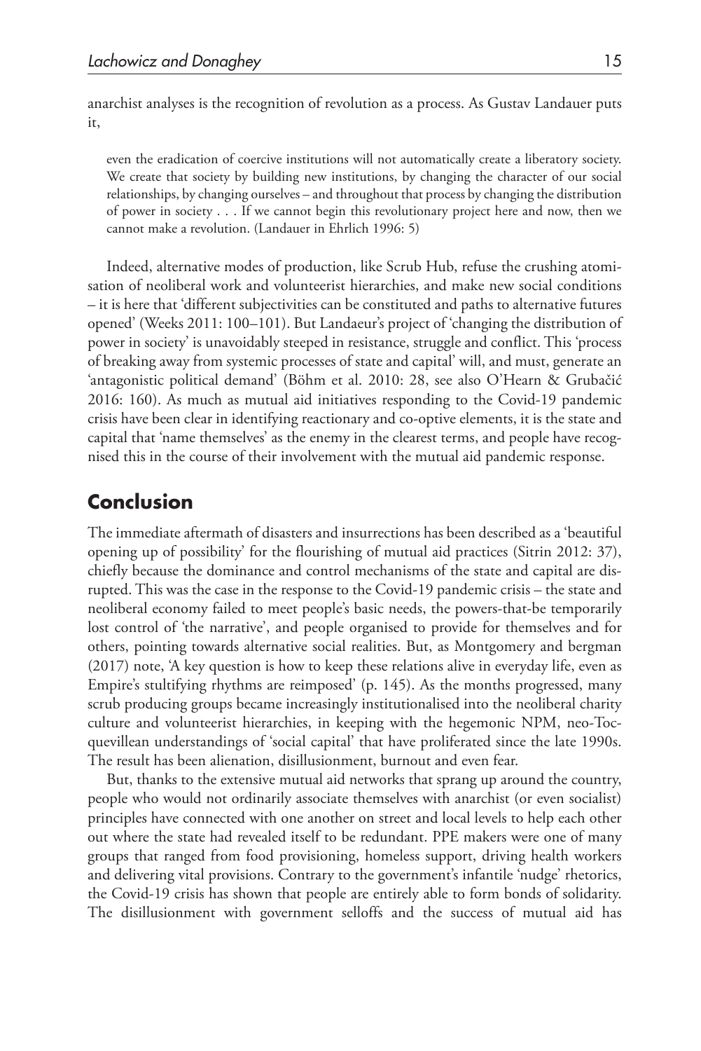anarchist analyses is the recognition of revolution as a process. As Gustav Landauer puts it,

> even the eradication of coercive institutions will not automatically create a liberatory society. We create that society by building new institutions, by changing the character of our social relationships, by changing ourselves – and throughout that process by changing the distribution of power in society . . . If we cannot begin this revolutionary project here and now, then we cannot make a revolution. (Landauer in Ehrlich 1996: 5)

Indeed, alternative modes of production, like Scrub Hub, refuse the crushing atomisation of neoliberal work and volunteerist hierarchies, and make new social conditions – it is here that 'different subjectivities can be constituted and paths to alternative futures opened' (Weeks 2011: 100–101). But Landaeur's project of 'changing the distribution of power in society' is unavoidably steeped in resistance, struggle and conflict. This 'process of breaking away from systemic processes of state and capital' will, and must, generate an 'antagonistic political demand' (Böhm et al. 2010: 28, see also O'Hearn & Grubačić 2016: 160). As much as mutual aid initiatives responding to the Covid-19 pandemic crisis have been clear in identifying reactionary and co-optive elements, it is the state and capital that 'name themselves' as the enemy in the clearest terms, and people have recognised this in the course of their involvement with the mutual aid pandemic response.

## Conclusion

The immediate aftermath of disasters and insurrections has been described as a 'beautiful opening up of possibility' for the flourishing of mutual aid practices (Sitrin 2012: 37), chiefly because the dominance and control mechanisms of the state and capital are disrupted. This was the case in the response to the Covid-19 pandemic crisis – the state and neoliberal economy failed to meet people's basic needs, the powers-that-be temporarily lost control of 'the narrative', and people organised to provide for themselves and for others, pointing towards alternative social realities. But, as Montgomery and bergman (2017) note, 'A key question is how to keep these relations alive in everyday life, even as Empire's stultifying rhythms are reimposed' (p. 145). As the months progressed, many scrub producing groups became increasingly institutionalised into the neoliberal charity culture and volunteerist hierarchies, in keeping with the hegemonic NPM, neo-Tocquevillean understandings of 'social capital' that have proliferated since the late 1990s. The result has been alienation, disillusionment, burnout and even fear.

But, thanks to the extensive mutual aid networks that sprang up around the country, people who would not ordinarily associate themselves with anarchist (or even socialist) principles have connected with one another on street and local levels to help each other out where the state had revealed itself to be redundant. PPE makers were one of many groups that ranged from food provisioning, homeless support, driving health workers and delivering vital provisions. Contrary to the government's infantile 'nudge' rhetorics, the Covid-19 crisis has shown that people are entirely able to form bonds of solidarity. The disillusionment with government selloffs and the success of mutual aid has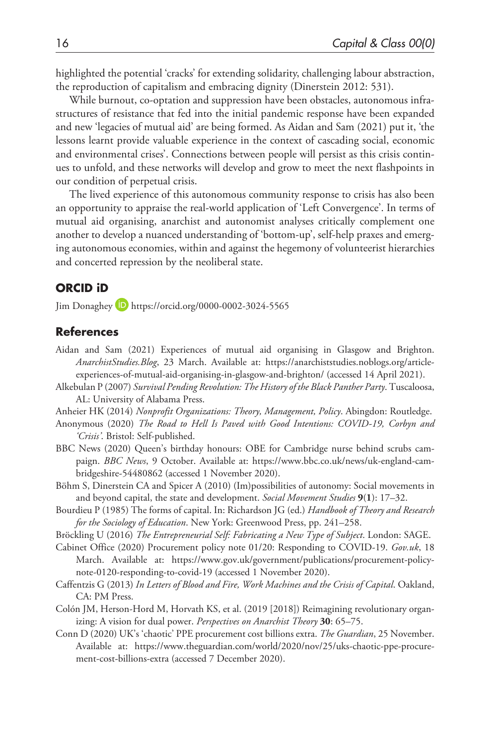highlighted the potential 'cracks' for extending solidarity, challenging labour abstraction, the reproduction of capitalism and embracing dignity (Dinerstein 2012: 531).

While burnout, co-optation and suppression have been obstacles, autonomous infrastructures of resistance that fed into the initial pandemic response have been expanded and new 'legacies of mutual aid' are being formed. As Aidan and Sam (2021) put it, 'the lessons learnt provide valuable experience in the context of cascading social, economic and environmental crises'. Connections between people will persist as this crisis continues to unfold, and these networks will develop and grow to meet the next flashpoints in our condition of perpetual crisis.

The lived experience of this autonomous community response to crisis has also been an opportunity to appraise the real-world application of 'Left Convergence'. In terms of mutual aid organising, anarchist and autonomist analyses critically complement one another to develop a nuanced understanding of 'bottom-up', self-help praxes and emerging autonomous economies, within and against the hegemony of volunteerist hierarchies and concerted repression by the neoliberal state.

## ORCID iD

Jim Donaghey https://orcid.org/0000-0002-3024-5565

## References

Aidan and Sam (2021) Experiences of mutual aid organising in Glasgow and Brighton. *AnarchistStudies.Blog*, 23 March. Available at: https://anarchiststudies.noblogs.org/article-experiences-of-mutual-aid-organising-in-glasgow-and-brighton/ (accessed 14 April 2021).

Alkebulan P (2007) *Survival Pending Revolution: The History of the Black Panther Party*. Tuscaloosa, AL: University of Alabama Press.

Anheier HK (2014) *Nonprofit Organizations: Theory, Management, Policy*. Abingdon: Routledge.

Anonymous (2020) *The Road to Hell Is Paved with Good Intentions: COVID-19, Corbyn and 'Crisis'*. Bristol: Self-published.

BBC News (2020) Queen's birthday honours: OBE for Cambridge nurse behind scrubs campaign. *BBC News*, 9 October. Available at: https://www.bbc.co.uk/news/uk-england-cambridgeshire-54480862 (accessed 1 November 2020).

Böhm S, Dinerstein CA and Spicer A (2010) (Im)possibilities of autonomy: Social movements in and beyond capital, the state and development. *Social Movement Studies* **9**(**1**): 17–32.

Bourdieu P (1985) The forms of capital. In: Richardson JG (ed.) *Handbook of Theory and Research for the Sociology of Education*. New York: Greenwood Press, pp. 241–258.

Bröckling U (2016) *The Entrepreneurial Self: Fabricating a New Type of Subject*. London: SAGE.

Cabinet Office (2020) Procurement policy note 01/20: Responding to COVID-19. *Gov.uk*, 18 March. Available at: https://www.gov.uk/government/publications/procurement-policy-note-0120-responding-to-covid-19 (accessed 1 November 2020).

Caffentzis G (2013) *In Letters of Blood and Fire, Work Machines and the Crisis of Capital*. Oakland, CA: PM Press.

Colón JM, Herson-Hord M, Horvath KS, et al. (2019 [2018]) Reimagining revolutionary organizing: A vision for dual power. *Perspectives on Anarchist Theory* **30**: 65–75.

Conn D (2020) UK's 'chaotic' PPE procurement cost billions extra. *The Guardian*, 25 November. Available at: https://www.theguardian.com/world/2020/nov/25/uks-chaotic-ppe-procurement-cost-billions-extra (accessed 7 December 2020).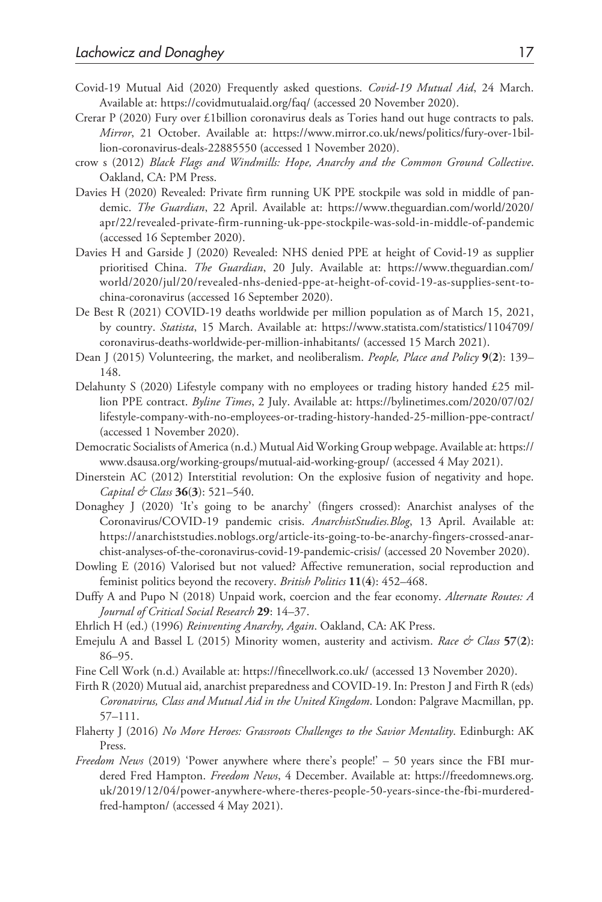Covid-19 Mutual Aid (2020) Frequently asked questions. *Covid-19 Mutual Aid*, 24 March. Available at: https://covidmutualaid.org/faq/ (accessed 20 November 2020).

Crerar P (2020) Fury over £1billion coronavirus deals as Tories hand out huge contracts to pals. *Mirror*, 21 October. Available at: https://www.mirror.co.uk/news/politics/fury-over-1billion-coronavirus-deals-22885550 (accessed 1 November 2020).

crow s (2012) *Black Flags and Windmills: Hope, Anarchy and the Common Ground Collective*. Oakland, CA: PM Press.

Davies H (2020) Revealed: Private firm running UK PPE stockpile was sold in middle of pandemic. *The Guardian*, 22 April. Available at: https://www.theguardian.com/world/2020/apr/22/revealed-private-firm-running-uk-ppe-stockpile-was-sold-in-middle-of-pandemic (accessed 16 September 2020).

Davies H and Garside J (2020) Revealed: NHS denied PPE at height of Covid-19 as supplier prioritised China. *The Guardian*, 20 July. Available at: https://www.theguardian.com/world/2020/jul/20/revealed-nhs-denied-ppe-at-height-of-covid-19-as-supplies-sent-to-china-coronavirus (accessed 16 September 2020).

De Best R (2021) COVID-19 deaths worldwide per million population as of March 15, 2021, by country. *Statista*, 15 March. Available at: https://www.statista.com/statistics/1104709/coronavirus-deaths-worldwide-per-million-inhabitants/ (accessed 15 March 2021).

Dean J (2015) Volunteering, the market, and neoliberalism. *People, Place and Policy* **9**(**2**): 139–148.

Delahunty S (2020) Lifestyle company with no employees or trading history handed £25 million PPE contract. *Byline Times*, 2 July. Available at: https://bylinetimes.com/2020/07/02/lifestyle-company-with-no-employees-or-trading-history-handed-25-million-ppe-contract/ (accessed 1 November 2020).

Democratic Socialists of America (n.d.) Mutual Aid Working Group webpage. Available at: https://www.dsausa.org/working-groups/mutual-aid-working-group/ (accessed 4 May 2021).

Dinerstein AC (2012) Interstitial revolution: On the explosive fusion of negativity and hope. *Capital & Class* **36**(**3**): 521–540.

Donaghey J (2020) 'It's going to be anarchy' (fingers crossed): Anarchist analyses of the Coronavirus/COVID-19 pandemic crisis. *AnarchistStudies.Blog*, 13 April. Available at: https://anarchiststudies.noblogs.org/article-its-going-to-be-anarchy-fingers-crossed-anarchist-analyses-of-the-coronavirus-covid-19-pandemic-crisis/ (accessed 20 November 2020).

Dowling E (2016) Valorised but not valued? Affective remuneration, social reproduction and feminist politics beyond the recovery. *British Politics* **11**(**4**): 452–468.

Duffy A and Pupo N (2018) Unpaid work, coercion and the fear economy. *Alternate Routes: A Journal of Critical Social Research* **29**: 14–37.

Ehrlich H (ed.) (1996) *Reinventing Anarchy, Again*. Oakland, CA: AK Press.

Emejulu A and Bassel L (2015) Minority women, austerity and activism. *Race & Class* **57**(**2**): 86–95.

Fine Cell Work (n.d.) Available at: https://finecellwork.co.uk/ (accessed 13 November 2020).

Firth R (2020) Mutual aid, anarchist preparedness and COVID-19. In: Preston J and Firth R (eds) *Coronavirus, Class and Mutual Aid in the United Kingdom*. London: Palgrave Macmillan, pp. 57–111.

Flaherty J (2016) *No More Heroes: Grassroots Challenges to the Savior Mentality*. Edinburgh: AK Press.

*Freedom News* (2019) 'Power anywhere where there's people!' – 50 years since the FBI murdered Fred Hampton. *Freedom News*, 4 December. Available at: https://freedomnews.org.uk/2019/12/04/power-anywhere-where-theres-people-50-years-since-the-fbi-murdered-fred-hampton/ (accessed 4 May 2021).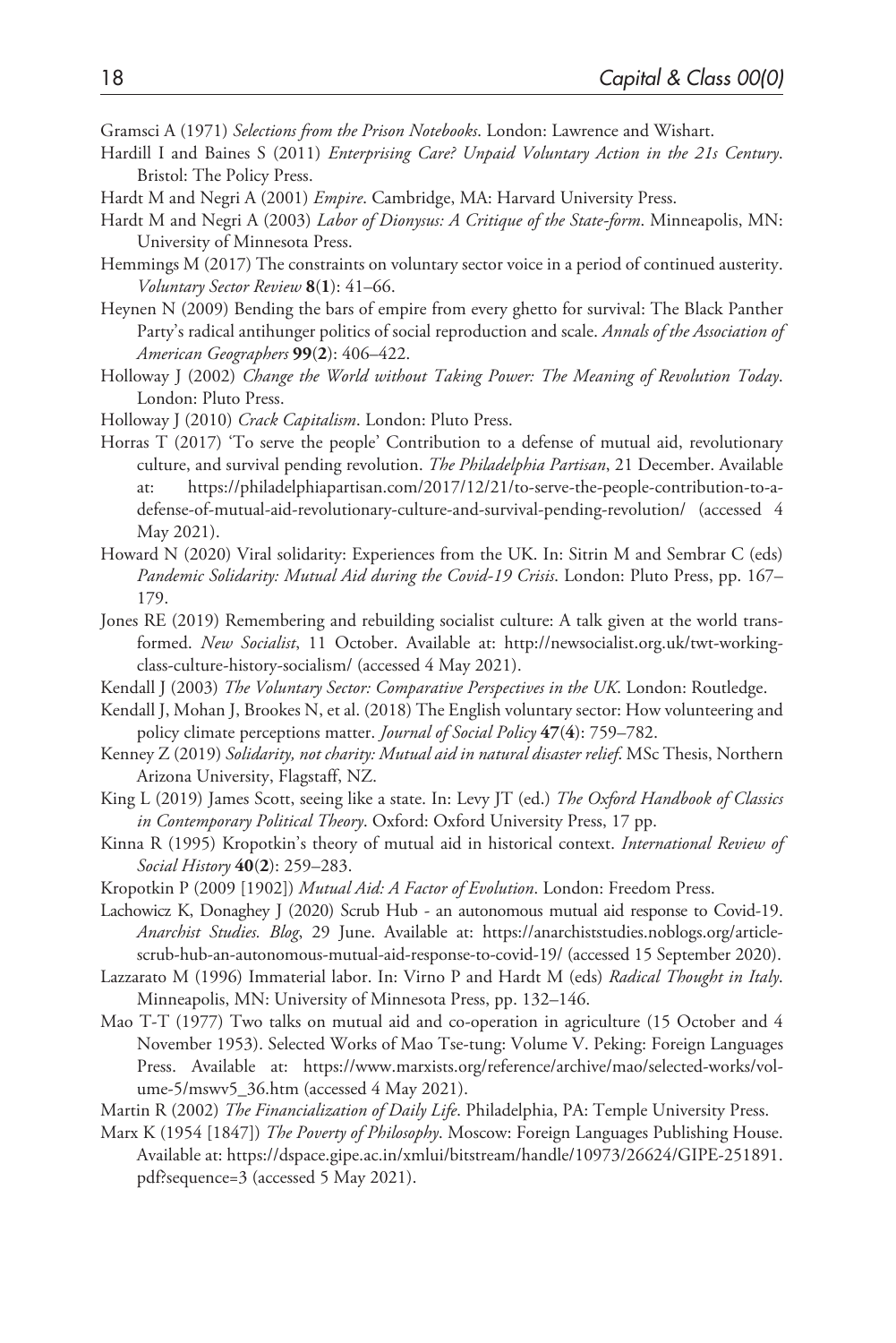Gramsci A (1971) *Selections from the Prison Notebooks*. London: Lawrence and Wishart.

Hardill I and Baines S (2011) *Enterprising Care? Unpaid Voluntary Action in the 21s Century*. Bristol: The Policy Press.

Hardt M and Negri A (2001) *Empire*. Cambridge, MA: Harvard University Press.

Hardt M and Negri A (2003) *Labor of Dionysus: A Critique of the State-form*. Minneapolis, MN: University of Minnesota Press.

Hemmings M (2017) The constraints on voluntary sector voice in a period of continued austerity. *Voluntary Sector Review* **8**(**1**): 41–66.

Heynen N (2009) Bending the bars of empire from every ghetto for survival: The Black Panther Party's radical antihunger politics of social reproduction and scale. *Annals of the Association of American Geographers* **99**(**2**): 406–422.

Holloway J (2002) *Change the World without Taking Power: The Meaning of Revolution Today*. London: Pluto Press.

Holloway J (2010) *Crack Capitalism*. London: Pluto Press.

Horras T (2017) 'To serve the people' Contribution to a defense of mutual aid, revolutionary culture, and survival pending revolution. *The Philadelphia Partisan*, 21 December. Available at: https://philadelphiapartisan.com/2017/12/21/to-serve-the-people-contribution-to-a-defense-of-mutual-aid-revolutionary-culture-and-survival-pending-revolution/ (accessed 4 May 2021).

Howard N (2020) Viral solidarity: Experiences from the UK. In: Sitrin M and Sembrar C (eds) *Pandemic Solidarity: Mutual Aid during the Covid-19 Crisis*. London: Pluto Press, pp. 167–179.

Jones RE (2019) Remembering and rebuilding socialist culture: A talk given at the world transformed. *New Socialist*, 11 October. Available at: http://newsocialist.org.uk/twt-working-class-culture-history-socialism/ (accessed 4 May 2021).

Kendall J (2003) *The Voluntary Sector: Comparative Perspectives in the UK*. London: Routledge.

Kendall J, Mohan J, Brookes N, et al. (2018) The English voluntary sector: How volunteering and policy climate perceptions matter. *Journal of Social Policy* **47**(**4**): 759–782.

Kenney Z (2019) *Solidarity, not charity: Mutual aid in natural disaster relief*. MSc Thesis, Northern Arizona University, Flagstaff, NZ.

King L (2019) James Scott, seeing like a state. In: Levy JT (ed.) *The Oxford Handbook of Classics in Contemporary Political Theory*. Oxford: Oxford University Press, 17 pp.

Kinna R (1995) Kropotkin's theory of mutual aid in historical context. *International Review of Social History* **40**(**2**): 259–283.

Kropotkin P (2009 [1902]) *Mutual Aid: A Factor of Evolution*. London: Freedom Press.

Lachowicz K, Donaghey J (2020) Scrub Hub - an autonomous mutual aid response to Covid-19. *Anarchist Studies. Blog*, 29 June. Available at: https://anarchiststudies.noblogs.org/article-scrub-hub-an-autonomous-mutual-aid-response-to-covid-19/ (accessed 15 September 2020).

Lazzarato M (1996) Immaterial labor. In: Virno P and Hardt M (eds) *Radical Thought in Italy*. Minneapolis, MN: University of Minnesota Press, pp. 132–146.

Mao T-T (1977) Two talks on mutual aid and co-operation in agriculture (15 October and 4 November 1953). Selected Works of Mao Tse-tung: Volume V. Peking: Foreign Languages Press. Available at: https://www.marxists.org/reference/archive/mao/selected-works/volume-5/mswv5_36.htm (accessed 4 May 2021).

Martin R (2002) *The Financialization of Daily Life*. Philadelphia, PA: Temple University Press.

Marx K (1954 [1847]) *The Poverty of Philosophy*. Moscow: Foreign Languages Publishing House. Available at: https://dspace.gipe.ac.in/xmlui/bitstream/handle/10973/26624/GIPE-251891.pdf?sequence=3 (accessed 5 May 2021).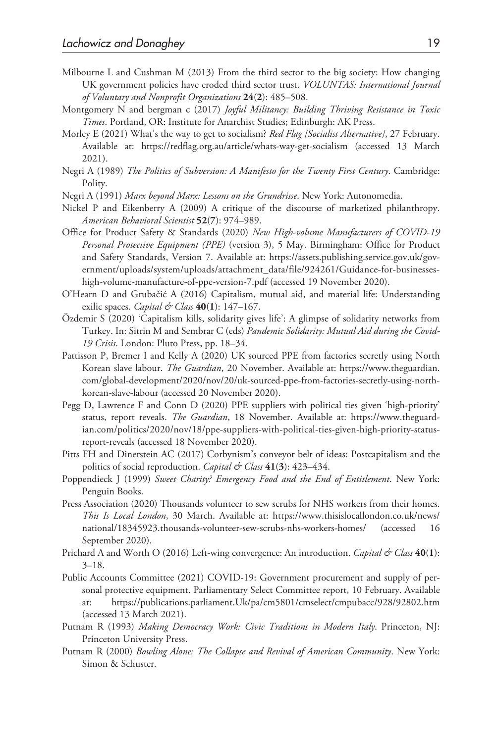Milbourne L and Cushman M (2013) From the third sector to the big society: How changing UK government policies have eroded third sector trust. *VOLUNTAS: International Journal of Voluntary and Nonprofit Organizations* **24**(**2**): 485–508.

Montgomery N and bergman c (2017) *Joyful Militancy: Building Thriving Resistance in Toxic Times*. Portland, OR: Institute for Anarchist Studies; Edinburgh: AK Press.

Morley E (2021) What's the way to get to socialism? *Red Flag [Socialist Alternative]*, 27 February. Available at: https://redflag.org.au/article/whats-way-get-socialism (accessed 13 March 2021).

Negri A (1989) *The Politics of Subversion: A Manifesto for the Twenty First Century*. Cambridge: Polity.

Negri A (1991) *Marx beyond Marx: Lessons on the Grundrisse*. New York: Autonomedia.

Nickel P and Eikenberry A (2009) A critique of the discourse of marketized philanthropy. *American Behavioral Scientist* **52**(**7**): 974–989.

Office for Product Safety & Standards (2020) *New High-volume Manufacturers of COVID-19 Personal Protective Equipment (PPE)* (version 3), 5 May. Birmingham: Office for Product and Safety Standards, Version 7. Available at: https://assets.publishing.service.gov.uk/government/uploads/system/uploads/attachment_data/file/924261/Guidance-for-businesses-high-volume-manufacture-of-ppe-version-7.pdf (accessed 19 November 2020).

O'Hearn D and Grubačić A (2016) Capitalism, mutual aid, and material life: Understanding exilic spaces. *Capital & Class* **40**(**1**): 147–167.

Özdemir S (2020) 'Capitalism kills, solidarity gives life': A glimpse of solidarity networks from Turkey. In: Sitrin M and Sembrar C (eds) *Pandemic Solidarity: Mutual Aid during the Covid-19 Crisis*. London: Pluto Press, pp. 18–34.

Pattisson P, Bremer I and Kelly A (2020) UK sourced PPE from factories secretly using North Korean slave labour. *The Guardian*, 20 November. Available at: https://www.theguardian.com/global-development/2020/nov/20/uk-sourced-ppe-from-factories-secretly-using-north-korean-slave-labour (accessed 20 November 2020).

Pegg D, Lawrence F and Conn D (2020) PPE suppliers with political ties given 'high-priority' status, report reveals. *The Guardian*, 18 November. Available at: https://www.theguardian.com/politics/2020/nov/18/ppe-suppliers-with-political-ties-given-high-priority-status-report-reveals (accessed 18 November 2020).

Pitts FH and Dinerstein AC (2017) Corbynism's conveyor belt of ideas: Postcapitalism and the politics of social reproduction. *Capital & Class* **41**(**3**): 423–434.

Poppendieck J (1999) *Sweet Charity? Emergency Food and the End of Entitlement*. New York: Penguin Books.

Press Association (2020) Thousands volunteer to sew scrubs for NHS workers from their homes. *This Is Local London*, 30 March. Available at: https://www.thisislocallondon.co.uk/news/national/18345923.thousands-volunteer-sew-scrubs-nhs-workers-homes/ (accessed 16 September 2020).

Prichard A and Worth O (2016) Left-wing convergence: An introduction. *Capital & Class* **40**(**1**): 3–18.

Public Accounts Committee (2021) COVID-19: Government procurement and supply of personal protective equipment. Parliamentary Select Committee report, 10 February. Available at: https://publications.parliament.Uk/pa/cm5801/cmselect/cmpubacc/928/92802.htm (accessed 13 March 2021).

Putnam R (1993) *Making Democracy Work: Civic Traditions in Modern Italy*. Princeton, NJ: Princeton University Press.

Putnam R (2000) *Bowling Alone: The Collapse and Revival of American Community*. New York: Simon & Schuster.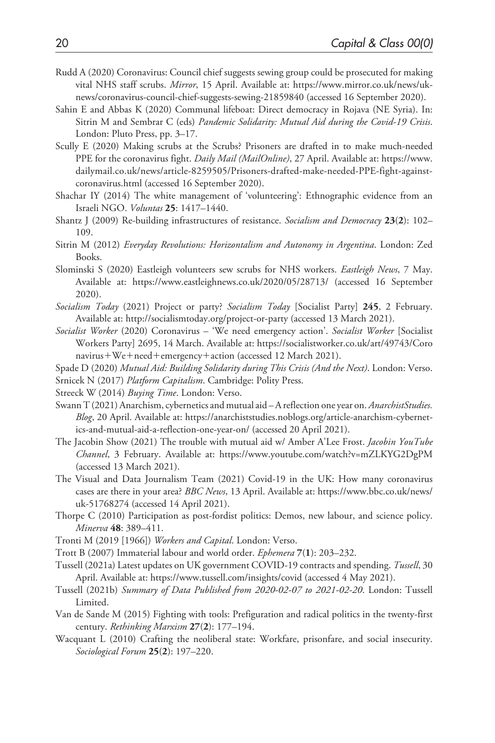Rudd A (2020) Coronavirus: Council chief suggests sewing group could be prosecuted for making vital NHS staff scrubs. *Mirror*, 15 April. Available at: https://www.mirror.co.uk/news/uk-news/coronavirus-council-chief-suggests-sewing-21859840 (accessed 16 September 2020).

Sahin E and Abbas K (2020) Communal lifeboat: Direct democracy in Rojava (NE Syria). In: Sitrin M and Sembrar C (eds) *Pandemic Solidarity: Mutual Aid during the Covid-19 Crisis*. London: Pluto Press, pp. 3–17.

Scully E (2020) Making scrubs at the Scrubs? Prisoners are drafted in to make much-needed PPE for the coronavirus fight. *Daily Mail (MailOnline)*, 27 April. Available at: https://www.dailymail.co.uk/news/article-8259505/Prisoners-drafted-make-needed-PPE-fight-against-coronavirus.html (accessed 16 September 2020).

Shachar IY (2014) The white management of 'volunteering': Ethnographic evidence from an Israeli NGO. *Voluntas* **25**: 1417–1440.

Shantz J (2009) Re-building infrastructures of resistance. *Socialism and Democracy* **23**(**2**): 102–109.

Sitrin M (2012) *Everyday Revolutions: Horizontalism and Autonomy in Argentina*. London: Zed Books.

Slominski S (2020) Eastleigh volunteers sew scrubs for NHS workers. *Eastleigh News*, 7 May. Available at: https://www.eastleighnews.co.uk/2020/05/28713/ (accessed 16 September 2020).

*Socialism Today* (2021) Project or party? *Socialism Today* [Socialist Party] **245**, 2 February. Available at: http://socialismtoday.org/project-or-party (accessed 13 March 2021).

*Socialist Worker* (2020) Coronavirus – 'We need emergency action'. *Socialist Worker* [Socialist Workers Party] 2695, 14 March. Available at: https://socialistworker.co.uk/art/49743/Coronavirus+We+need+emergency+action (accessed 12 March 2021).

Spade D (2020) *Mutual Aid: Building Solidarity during This Crisis (And the Next)*. London: Verso.

Srnicek N (2017) *Platform Capitalism*. Cambridge: Polity Press.

Streeck W (2014) *Buying Time*. London: Verso.

Swann T (2021) Anarchism, cybernetics and mutual aid – A reflection one year on. *AnarchistStudies. Blog*, 20 April. Available at: https://anarchiststudies.noblogs.org/article-anarchism-cybernetics-and-mutual-aid-a-reflection-one-year-on/ (accessed 20 April 2021).

The Jacobin Show (2021) The trouble with mutual aid w/ Amber A'Lee Frost. *Jacobin YouTube Channel*, 3 February. Available at: https://www.youtube.com/watch?v=mZLKYG2DgPM (accessed 13 March 2021).

The Visual and Data Journalism Team (2021) Covid-19 in the UK: How many coronavirus cases are there in your area? *BBC News*, 13 April. Available at: https://www.bbc.co.uk/news/uk-51768274 (accessed 14 April 2021).

Thorpe C (2010) Participation as post-fordist politics: Demos, new labour, and science policy. *Minerva* **48**: 389–411.

Tronti M (2019 [1966]) *Workers and Capital*. London: Verso.

Trott B (2007) Immaterial labour and world order. *Ephemera* **7**(**1**): 203–232.

Tussell (2021a) Latest updates on UK government COVID-19 contracts and spending. *Tussell*, 30 April. Available at: https://www.tussell.com/insights/covid (accessed 4 May 2021).

Tussell (2021b) *Summary of Data Published from 2020-02-07 to 2021-02-20*. London: Tussell Limited.

Van de Sande M (2015) Fighting with tools: Prefiguration and radical politics in the twenty-first century. *Rethinking Marxism* **27**(**2**): 177–194.

Wacquant L (2010) Crafting the neoliberal state: Workfare, prisonfare, and social insecurity. *Sociological Forum* **25**(**2**): 197–220.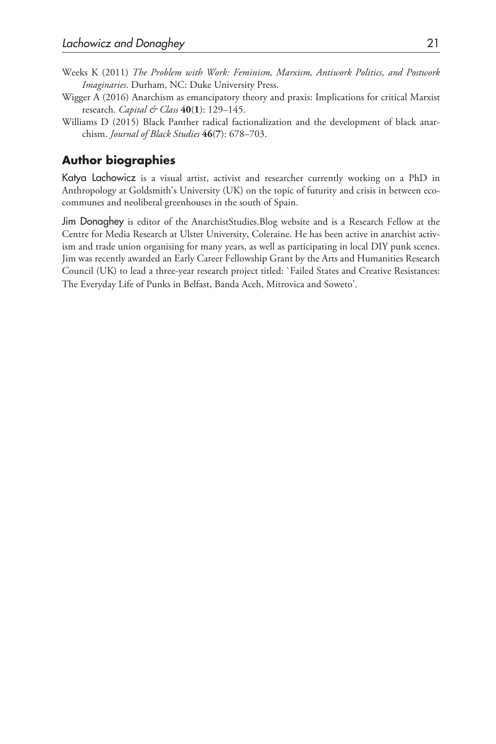Weeks K (2011) *The Problem with Work: Feminism, Marxism, Antiwork Politics, and Postwork Imaginaries*. Durham, NC: Duke University Press.

Wigger A (2016) Anarchism as emancipatory theory and praxis: Implications for critical Marxist research. *Capital & Class* **40**(**1**): 129–145.

Williams D (2015) Black Panther radical factionalization and the development of black anarchism. *Journal of Black Studies* **46**(**7**): 678–703.

## Author biographies

Katya Lachowicz is a visual artist, activist and researcher currently working on a PhD in Anthropology at Goldsmith's University (UK) on the topic of futurity and crisis in between eco-communes and neoliberal greenhouses in the south of Spain.

Jim Donaghey is editor of the AnarchistStudies.Blog website and is a Research Fellow at the Centre for Media Research at Ulster University, Coleraine. He has been active in anarchist activism and trade union organising for many years, as well as participating in local DIY punk scenes. Jim was recently awarded an Early Career Fellowship Grant by the Arts and Humanities Research Council (UK) to lead a three-year research project titled: `Failed States and Creative Resistances: The Everyday Life of Punks in Belfast, Banda Aceh, Mitrovica and Soweto'.